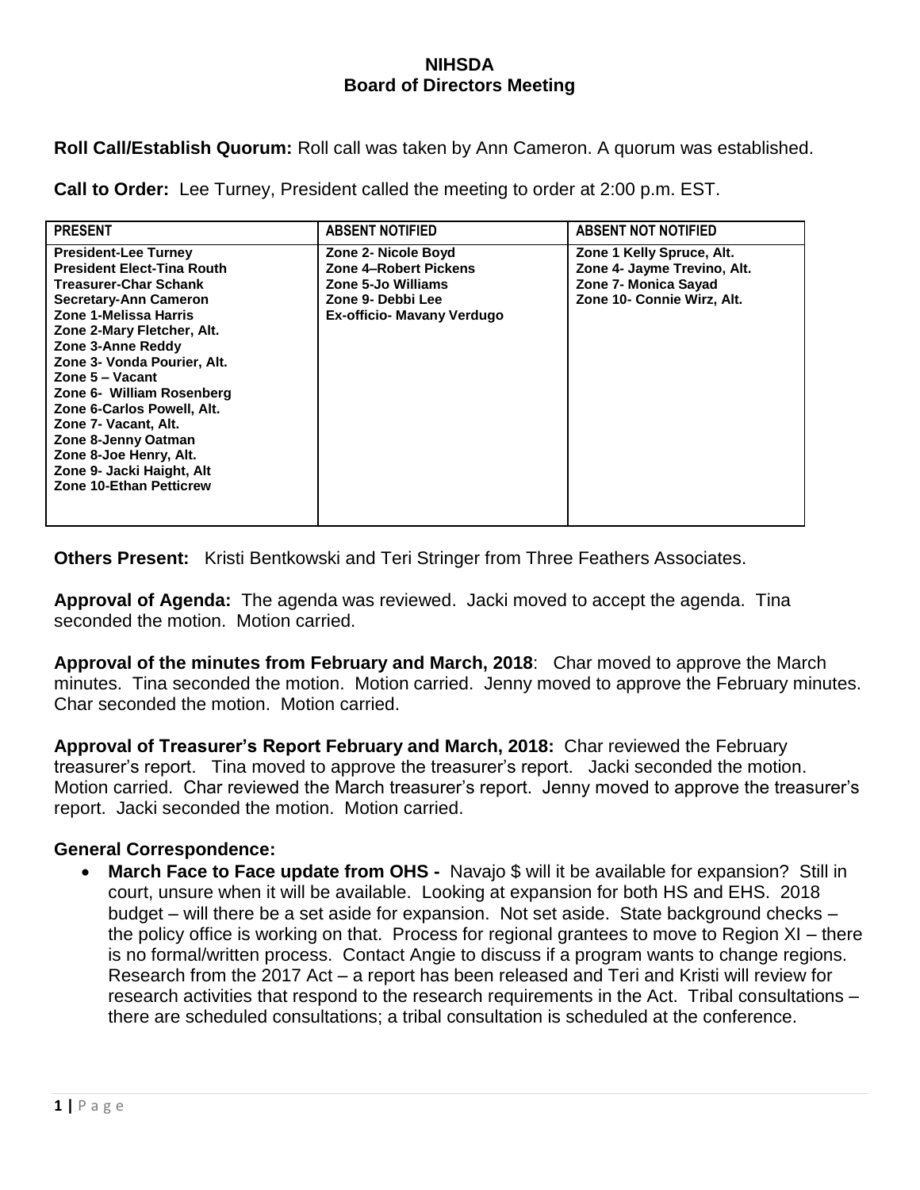**NIHSDA**
**Board of Directors Meeting**

**Roll Call/Establish Quorum:** Roll call was taken by Ann Cameron. A quorum was established.

**Call to Order:** Lee Turney, President called the meeting to order at 2:00 p.m. EST.

| PRESENT | ABSENT NOTIFIED | ABSENT NOT NOTIFIED |
|---|---|---|
| President-Lee Turney<br>President Elect-Tina Routh<br>Treasurer-Char Schank<br>Secretary-Ann Cameron<br>Zone 1-Melissa Harris<br>Zone 2-Mary Fletcher, Alt.<br>Zone 3-Anne Reddy<br>Zone 3- Vonda Pourier, Alt.<br>Zone 5 – Vacant<br>Zone 6- William Rosenberg<br>Zone 6-Carlos Powell, Alt.<br>Zone 7- Vacant, Alt.<br>Zone 8-Jenny Oatman<br>Zone 8-Joe Henry, Alt.<br>Zone 9- Jacki Haight, Alt<br>Zone 10-Ethan Petticrew | Zone 2- Nicole Boyd<br>Zone 4–Robert Pickens<br>Zone 5-Jo Williams<br>Zone 9- Debbi Lee<br>Ex-officio- Mavany Verdugo | Zone 1 Kelly Spruce, Alt.<br>Zone 4- Jayme Trevino, Alt.<br>Zone 7- Monica Sayad<br>Zone 10- Connie Wirz, Alt. |

**Others Present:** Kristi Bentkowski and Teri Stringer from Three Feathers Associates.

**Approval of Agenda:** The agenda was reviewed. Jacki moved to accept the agenda. Tina seconded the motion. Motion carried.

**Approval of the minutes from February and March, 2018**: Char moved to approve the March minutes. Tina seconded the motion. Motion carried. Jenny moved to approve the February minutes. Char seconded the motion. Motion carried.

**Approval of Treasurer's Report February and March, 2018:** Char reviewed the February treasurer's report. Tina moved to approve the treasurer's report. Jacki seconded the motion. Motion carried. Char reviewed the March treasurer's report. Jenny moved to approve the treasurer's report. Jacki seconded the motion. Motion carried.

**General Correspondence:**

- **March Face to Face update from OHS -** Navajo $ will it be available for expansion? Still in court, unsure when it will be available. Looking at expansion for both HS and EHS. 2018 budget – will there be a set aside for expansion. Not set aside. State background checks – the policy office is working on that. Process for regional grantees to move to Region XI – there is no formal/written process. Contact Angie to discuss if a program wants to change regions. Research from the 2017 Act – a report has been released and Teri and Kristi will review for research activities that respond to the research requirements in the Act. Tribal consultations – there are scheduled consultations; a tribal consultation is scheduled at the conference.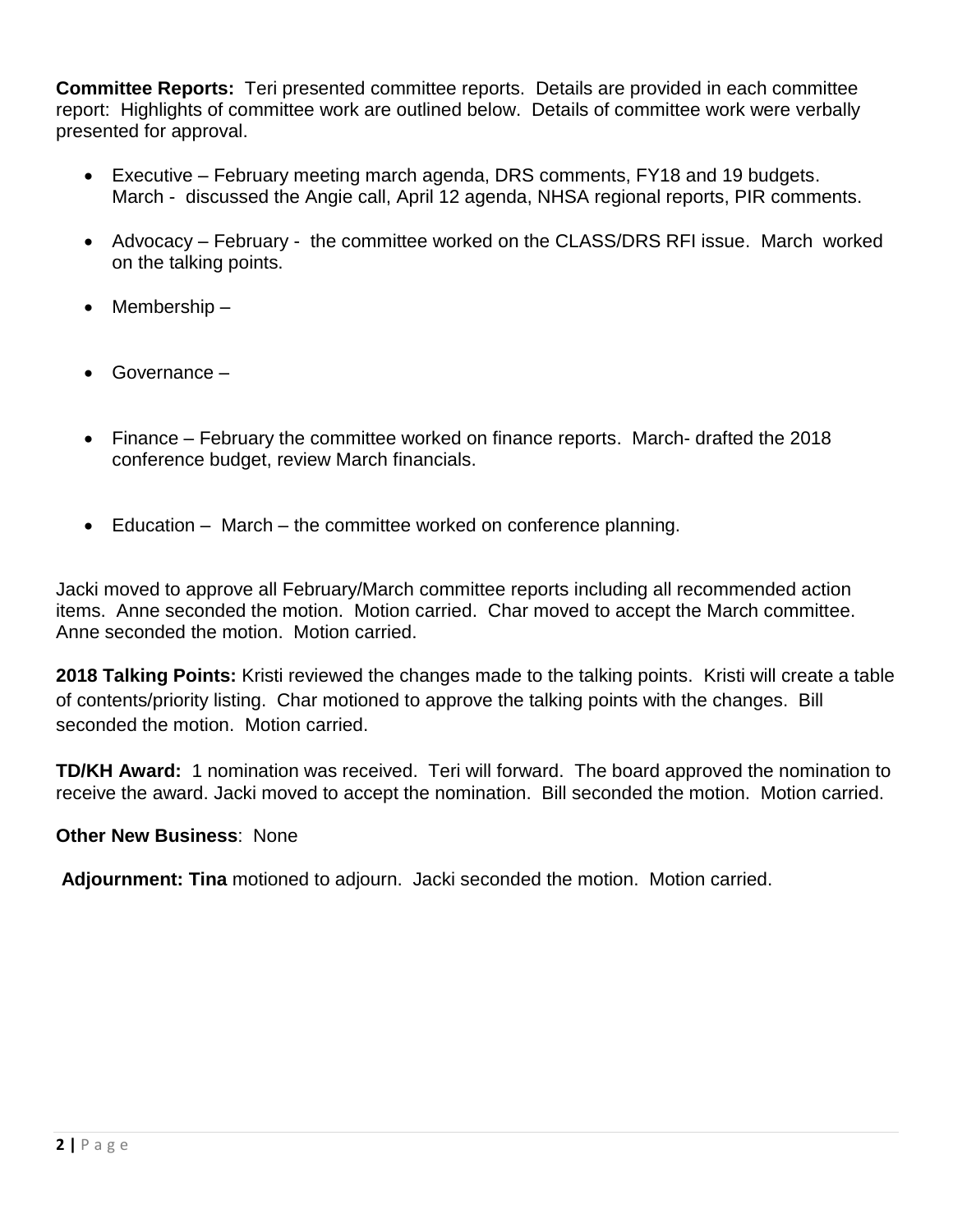**Committee Reports:** Teri presented committee reports. Details are provided in each committee report: Highlights of committee work are outlined below. Details of committee work were verbally presented for approval.

- Executive – February meeting march agenda, DRS comments, FY18 and 19 budgets. March - discussed the Angie call, April 12 agenda, NHSA regional reports, PIR comments.
- Advocacy – February - the committee worked on the CLASS/DRS RFI issue. March worked on the talking points.
- Membership –
- Governance –
- Finance – February the committee worked on finance reports. March- drafted the 2018 conference budget, review March financials.
- Education – March – the committee worked on conference planning.

Jacki moved to approve all February/March committee reports including all recommended action items. Anne seconded the motion. Motion carried. Char moved to accept the March committee. Anne seconded the motion. Motion carried.

**2018 Talking Points:** Kristi reviewed the changes made to the talking points. Kristi will create a table of contents/priority listing. Char motioned to approve the talking points with the changes. Bill seconded the motion. Motion carried.

**TD/KH Award:** 1 nomination was received. Teri will forward. The board approved the nomination to receive the award. Jacki moved to accept the nomination. Bill seconded the motion. Motion carried.

**Other New Business**: None

**Adjournment: Tina** motioned to adjourn. Jacki seconded the motion. Motion carried.